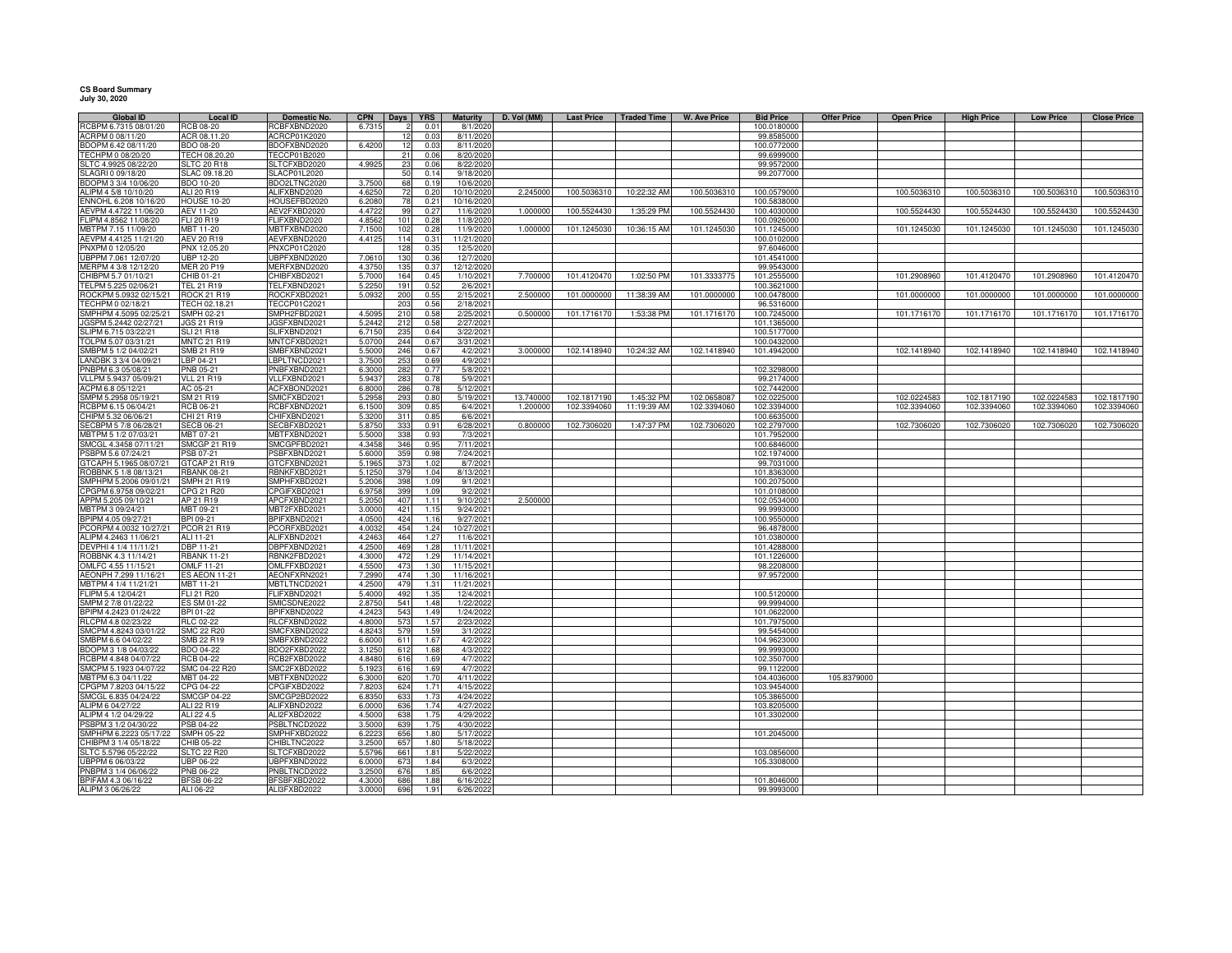**CS Board Summary**
**July 30, 2020**

| Global ID | Local ID | Domestic No. | CPN | Days | YRS | Maturity | D. Vol (MM) | Last Price | Traded Time | W. Ave Price | Bid Price | Offer Price | Open Price | High Price | Low Price | Close Price |
|---|---|---|---|---|---|---|---|---|---|---|---|---|---|---|---|---|
| RCBPM 6.7315 08/01/20 | RCB 08-20 | RCBFXBND2020 | 6.7315 | 2 | 0.01 | 8/1/2020 | | | | | 100.0180000 | | | | | |
| ACRPM 0 08/11/20 | ACR 08.11.20 | ACRCP01K2020 | | 12 | 0.03 | 8/11/2020 | | | | | 99.8585000 | | | | | |
| BDOPM 6.42 08/11/20 | BDO 08-20 | BDOFXBND2020 | 6.4200 | 12 | 0.03 | 8/11/2020 | | | | | 100.0772000 | | | | | |
| TECHPM 0 08/20/20 | TECH 08.20.20 | TECCP01B2020 | | 21 | 0.06 | 8/20/2020 | | | | | 99.6999000 | | | | | |
| SLTC 4.9925 08/22/20 | SLTC 20 R18 | SLTCFXBD2020 | 4.9925 | 23 | 0.06 | 8/22/2020 | | | | | 99.9572000 | | | | | |
| SLAGRI 0 09/18/20 | SLAC 09.18.20 | SLACP01L2020 | | 50 | 0.14 | 9/18/2020 | | | | | 99.2077000 | | | | | |
| BDOPM 3 3/4 10/06/20 | BDO 10-20 | BDO2LTNC2020 | 3.7500 | 68 | 0.19 | 10/6/2020 | | | | | | | | | | |
| ALIPM 4 5/8 10/10/20 | ALI 20 R19 | ALIFXBND2020 | 4.6250 | 72 | 0.20 | 10/10/2020 | 2.245000 | 100.5036310 | 10:22:32 AM | 100.5036310 | 100.0579000 | | 100.5036310 | 100.5036310 | 100.5036310 | 100.5036310 |
| ENNOHL 6.208 10/16/20 | HOUSE 10-20 | HOUSEFBD2020 | 6.2080 | 78 | 0.21 | 10/16/2020 | | | | | 100.5838000 | | | | | |
| AEVPM 4.4722 11/06/20 | AEV 11-20 | AEV2FXBD2020 | 4.4722 | 99 | 0.27 | 11/6/2020 | 1.000000 | 100.5524430 | 1:35:29 PM | 100.5524430 | 100.4030000 | | 100.5524430 | 100.5524430 | 100.5524430 | 100.5524430 |
| FLIPM 4.8562 11/08/20 | FLI 20 R19 | FLIFXBND2020 | 4.8562 | 101 | 0.28 | 11/8/2020 | | | | | 100.0926000 | | | | | |
| MBTPM 7.15 11/09/20 | MBT 11-20 | MBTFXBND2020 | 7.1500 | 102 | 0.28 | 11/9/2020 | 1.000000 | 101.1245030 | 10:36:15 AM | 101.1245030 | 101.1245000 | | 101.1245030 | 101.1245030 | 101.1245030 | 101.1245030 |
| AEVPM 4.4125 11/21/20 | AEV 20 R19 | AEVFXBND2020 | 4.4125 | 114 | 0.31 | 11/21/2020 | | | | | 100.0102000 | | | | | |
| PNXPM 0 12/05/20 | PNX 12.05.20 | PNXCP01C2020 | | 128 | 0.35 | 12/5/2020 | | | | | 97.6046000 | | | | | |
| UBPPM 7.061 12/07/20 | UBP 12-20 | UBPFXBND2020 | 7.0610 | 130 | 0.36 | 12/7/2020 | | | | | 101.4541000 | | | | | |
| MERPM 4 3/8 12/12/20 | MER 20 P19 | MERFXBND2020 | 4.3750 | 135 | 0.37 | 12/12/2020 | | | | | 99.9543000 | | | | | |
| CHIBPM 5.7 01/10/21 | CHIB 01-21 | CHIBFXBD2021 | 5.7000 | 164 | 0.45 | 1/10/2021 | 7.700000 | 101.4120470 | 1:02:50 PM | 101.3333775 | 101.2555000 | | 101.2908960 | 101.4120470 | 101.2908960 | 101.4120470 |
| TELPM 5.225 02/06/21 | TEL 21 R19 | TELFXBND2021 | 5.2250 | 191 | 0.52 | 2/6/2021 | | | | | 100.3621000 | | | | | |
| ROCKPM 5.0932 02/15/21 | ROCK 21 R19 | ROCKFXBD2021 | 5.0932 | 200 | 0.55 | 2/15/2021 | 2.500000 | 101.0000000 | 11:38:39 AM | 101.0000000 | 100.0478000 | | 101.0000000 | 101.0000000 | 101.0000000 | 101.0000000 |
| TECHPM 0 02/18/21 | TECH 02.18.21 | TECCP01C2021 | | 203 | 0.56 | 2/18/2021 | | | | | 96.5316000 | | | | | |
| SMPHPM 4.5095 02/25/21 | SMPH 02-21 | SMPH2FBD2021 | 4.5095 | 210 | 0.58 | 2/25/2021 | 0.500000 | 101.1716170 | 1:53:38 PM | 101.1716170 | 100.7245000 | | 101.1716170 | 101.1716170 | 101.1716170 | 101.1716170 |
| JGSPM 5.2442 02/27/21 | JGS 21 R19 | JGSFXBND2021 | 5.2442 | 212 | 0.58 | 2/27/2021 | | | | | 101.1365000 | | | | | |
| SLIPM 6.715 03/22/21 | SLI 21 R18 | SLIFXBND2021 | 6.7150 | 235 | 0.64 | 3/22/2021 | | | | | 100.5177000 | | | | | |
| TOLPM 5.07 03/31/21 | MNTC 21 R19 | MNTCFXBD2021 | 5.0700 | 244 | 0.67 | 3/31/2021 | | | | | 100.0432000 | | | | | |
| SMBPM 5 1/2 04/02/21 | SMB 21 R19 | SMBFXBND2021 | 5.5000 | 246 | 0.67 | 4/2/2021 | 3.000000 | 102.1418940 | 10:24:32 AM | 102.1418940 | 101.4942000 | | 102.1418940 | 102.1418940 | 102.1418940 | 102.1418940 |
| LANDBK 3 3/4 04/09/21 | LBP 04-21 | LBPLTNCD2021 | 3.7500 | 253 | 0.69 | 4/9/2021 | | | | | | | | | | |
| PNBPM 6.3 05/08/21 | PNB 05-21 | PNBFXBND2021 | 6.3000 | 282 | 0.77 | 5/8/2021 | | | | | 102.3298000 | | | | | |
| VLLPM 5.9437 05/09/21 | VLL 21 R19 | VLLFXBND2021 | 5.9437 | 283 | 0.78 | 5/9/2021 | | | | | 99.2174000 | | | | | |
| ACPM 6.8 05/12/21 | AC 05-21 | ACFXBOND2021 | 6.8000 | 286 | 0.78 | 5/12/2021 | | | | | 102.7442000 | | | | | |
| SMPM 5.2958 05/19/21 | SM 21 R19 | SMICFXBD2021 | 5.2958 | 293 | 0.80 | 5/19/2021 | 13.740000 | 102.1817190 | 1:45:32 PM | 102.0658087 | 102.0225000 | | 102.0224583 | 102.1817190 | 102.0224583 | 102.1817190 |
| RCBPM 6.15 06/04/21 | RCB 06-21 | RCBFXBND2021 | 6.1500 | 309 | 0.85 | 6/4/2021 | 1.200000 | 102.3394060 | 11:19:39 AM | 102.3394060 | 102.3394000 | | 102.3394060 | 102.3394060 | 102.3394060 | 102.3394060 |
| CHIPM 5.32 06/06/21 | CHI 21 R19 | CHIFXBND2021 | 5.3200 | 311 | 0.85 | 6/6/2021 | | | | | 100.6635000 | | | | | |
| SECBPM 5 7/8 06/28/21 | SECB 06-21 | SECBFXBD2021 | 5.8750 | 333 | 0.91 | 6/28/2021 | 0.800000 | 102.7306020 | 1:47:37 PM | 102.7306020 | 102.2797000 | | 102.7306020 | 102.7306020 | 102.7306020 | 102.7306020 |
| MBTPM 5 1/2 07/03/21 | MBT 07-21 | MBTFXBND2021 | 5.5000 | 338 | 0.93 | 7/3/2021 | | | | | 101.7952000 | | | | | |
| SMCGL 4.3458 07/11/21 | SMCGP 21 R19 | SMCGPFBD2021 | 4.3458 | 346 | 0.95 | 7/11/2021 | | | | | 100.6846000 | | | | | |
| PSBPM 5.6 07/24/21 | PSB 07-21 | PSBFXBND2021 | 5.6000 | 359 | 0.98 | 7/24/2021 | | | | | 102.1974000 | | | | | |
| GTCAPH 5.1965 08/07/21 | GTCAP 21 R19 | GTCFXBND2021 | 5.1965 | 373 | 1.02 | 8/7/2021 | | | | | 99.7031000 | | | | | |
| ROBBNK 5 1/8 08/13/21 | RBANK 08-21 | RBNKFXBD2021 | 5.1250 | 379 | 1.04 | 8/13/2021 | | | | | 101.8363000 | | | | | |
| SMPHPM 5.2006 09/01/21 | SMPH 21 R19 | SMPHFXBD2021 | 5.2006 | 398 | 1.09 | 9/1/2021 | | | | | 100.2075000 | | | | | |
| CPGPM 6.9758 09/02/21 | CPG 21 R20 | CPGIFXBD2021 | 6.9758 | 399 | 1.09 | 9/2/2021 | | | | | 101.0108000 | | | | | |
| APPM 5.205 09/10/21 | AP 21 R19 | APCFXBND2021 | 5.2050 | 407 | 1.11 | 9/10/2021 | 2.500000 | | | | 102.0534000 | | | | | |
| MBTPM 3 09/24/21 | MBT 09-21 | MBT2FXBD2021 | 3.0000 | 421 | 1.15 | 9/24/2021 | | | | | 99.9993000 | | | | | |
| BPIPM 4.05 09/27/21 | BPI 09-21 | BPIFXBND2021 | 4.0500 | 424 | 1.16 | 9/27/2021 | | | | | 100.9550000 | | | | | |
| PCORPM 4.0032 10/27/21 | PCOR 21 R19 | PCORFXBD2021 | 4.0032 | 454 | 1.24 | 10/27/2021 | | | | | 96.4878000 | | | | | |
| ALIPM 4.2463 11/06/21 | ALI 11-21 | ALIFXBND2021 | 4.2463 | 464 | 1.27 | 11/6/2021 | | | | | 101.0380000 | | | | | |
| DEVPHI 4 1/4 11/11/21 | DBP 11-21 | DBPFXBND2021 | 4.2500 | 469 | 1.28 | 11/11/2021 | | | | | 101.4288000 | | | | | |
| ROBBNK 4.3 11/14/21 | RBANK 11-21 | RBNK2FBD2021 | 4.3000 | 472 | 1.29 | 11/14/2021 | | | | | 101.1226000 | | | | | |
| OMLFC 4.55 11/15/21 | OMLF 11-21 | OMLFFXBD2021 | 4.5500 | 473 | 1.30 | 11/15/2021 | | | | | 98.2208000 | | | | | |
| AEONPH 7.299 11/16/21 | ES AEON 11-21 | AEONFXRN2021 | 7.2990 | 474 | 1.30 | 11/16/2021 | | | | | 97.9572000 | | | | | |
| MBTPM 4 1/4 11/21/21 | MBT 11-21 | MBTLTNCD2021 | 4.2500 | 479 | 1.31 | 11/21/2021 | | | | | | | | | | |
| FLIPM 5.4 12/04/21 | FLI 21 R20 | FLIFXBND2021 | 5.4000 | 492 | 1.35 | 12/4/2021 | | | | | 100.5120000 | | | | | |
| SMPM 2 7/8 01/22/22 | ES SM 01-22 | SMICSDNE2022 | 2.8750 | 541 | 1.48 | 1/22/2022 | | | | | 99.9994000 | | | | | |
| BPIPM 4.2423 01/24/22 | BPI 01-22 | BPIFXBND2022 | 4.2423 | 543 | 1.49 | 1/24/2022 | | | | | 101.0622000 | | | | | |
| RLCPM 4.8 02/23/22 | RLC 02-22 | RLCFXBND2022 | 4.8000 | 573 | 1.57 | 2/23/2022 | | | | | 101.7975000 | | | | | |
| SMCPM 4.8243 03/01/22 | SMC 22 R20 | SMCFXBND2022 | 4.8243 | 579 | 1.59 | 3/1/2022 | | | | | 99.5454000 | | | | | |
| SMBPM 6.6 04/02/22 | SMB 22 R19 | SMBFXBND2022 | 6.6000 | 611 | 1.67 | 4/2/2022 | | | | | 104.9623000 | | | | | |
| BDOPM 3 1/8 04/03/22 | BDO 04-22 | BDO2FXBD2022 | 3.1250 | 612 | 1.68 | 4/3/2022 | | | | | 99.9993000 | | | | | |
| RCBPM 4.848 04/07/22 | RCB 04-22 | RCB2FXBD2022 | 4.8480 | 616 | 1.69 | 4/7/2022 | | | | | 102.3507000 | | | | | |
| SMCPM 5.1923 04/07/22 | SMC 04-22 R20 | SMC2FXBD2022 | 5.1923 | 616 | 1.69 | 4/7/2022 | | | | | 99.1122000 | | | | | |
| MBTPM 6.3 04/11/22 | MBT 04-22 | MBTFXBND2022 | 6.3000 | 620 | 1.70 | 4/11/2022 | | | | | 104.4036000 | 105.8379000 | | | | |
| CPGPM 7.8203 04/15/22 | CPG 04-22 | CPGIFXBD2022 | 7.8203 | 624 | 1.71 | 4/15/2022 | | | | | 103.9454000 | | | | | |
| SMCGL 6.835 04/24/22 | SMCGP 04-22 | SMCGP2BD2022 | 6.8350 | 633 | 1.73 | 4/24/2022 | | | | | 105.3865000 | | | | | |
| ALIPM 6 04/27/22 | ALI 22 R19 | ALIFXBND2022 | 6.0000 | 636 | 1.74 | 4/27/2022 | | | | | 103.8205000 | | | | | |
| ALIPM 4 1/2 04/29/22 | ALI 22 4.5 | ALI2FXBD2022 | 4.5000 | 638 | 1.75 | 4/29/2022 | | | | | 101.3302000 | | | | | |
| PSBPM 3 1/2 04/30/22 | PSB 04-22 | PSBLTNCD2022 | 3.5000 | 639 | 1.75 | 4/30/2022 | | | | | | | | | | |
| SMPHPM 6.2223 05/17/22 | SMPH 05-22 | SMPHFXBD2022 | 6.2223 | 656 | 1.80 | 5/17/2022 | | | | | 101.2045000 | | | | | |
| CHIBPM 3 1/4 05/18/22 | CHIB 05-22 | CHIBLTNC2022 | 3.2500 | 657 | 1.80 | 5/18/2022 | | | | | | | | | | |
| SLTC 5.5796 05/22/22 | SLTC 22 R20 | SLTCFXBD2022 | 5.5796 | 661 | 1.81 | 5/22/2022 | | | | | 103.0856000 | | | | | |
| UBPPM 6 06/03/22 | UBP 06-22 | UBPFXBND2022 | 6.0000 | 673 | 1.84 | 6/3/2022 | | | | | 105.3308000 | | | | | |
| PNBPM 3 1/4 06/06/22 | PNB 06-22 | PNBLTNCD2022 | 3.2500 | 676 | 1.85 | 6/6/2022 | | | | | | | | | | |
| BPIFAM 4.3 06/16/22 | BFSB 06-22 | BFSBFXBD2022 | 4.3000 | 686 | 1.88 | 6/16/2022 | | | | | 101.8046000 | | | | | |
| ALIPM 3 06/26/22 | ALI 06-22 | ALI3FXBD2022 | 3.0000 | 696 | 1.91 | 6/26/2022 | | | | | 99.9993000 | | | | | |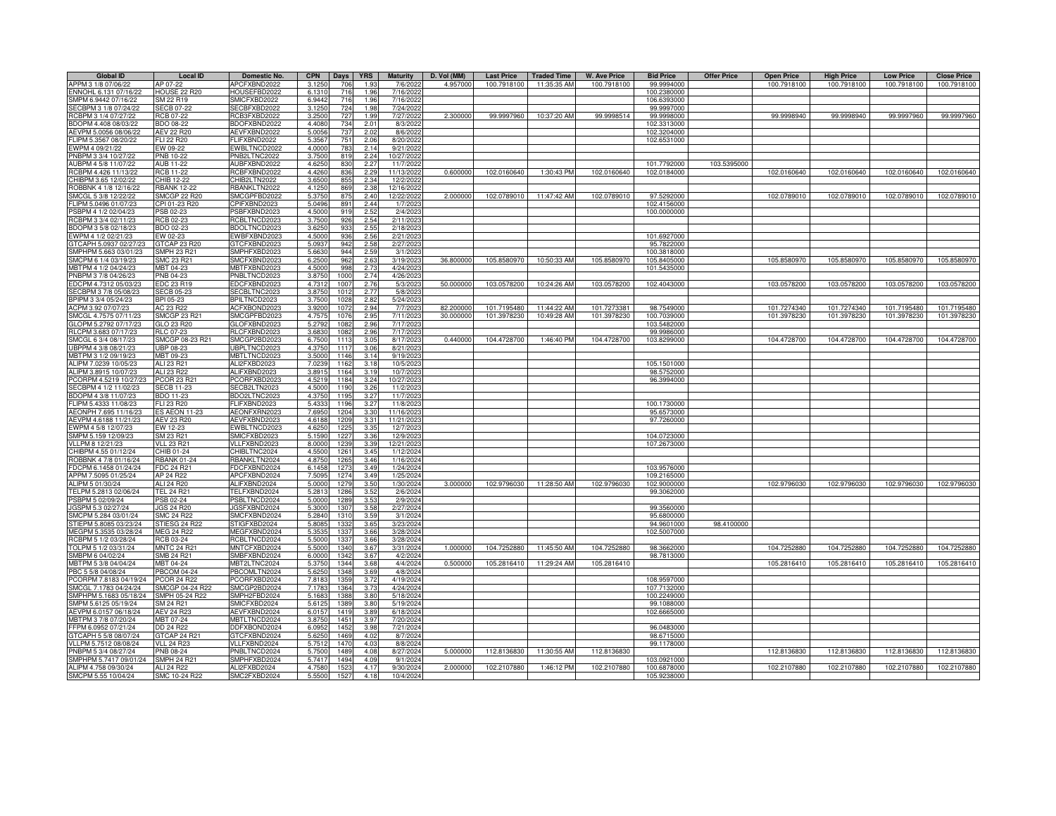| Global ID | Local ID | Domestic No. | CPN | Days | YRS | Maturity | D. Vol (MM) | Last Price | Traded Time | W. Ave Price | Bid Price | Offer Price | Open Price | High Price | Low Price | Close Price |
|---|---|---|---|---|---|---|---|---|---|---|---|---|---|---|---|---|
| APPM 3 1/8 07/06/22 | AP 07-22 | APCFXBND2022 | 3.1250 | 706 | 1.93 | 7/6/2022 | 4.957000 | 100.7918100 | 11:35:35 AM | 100.7918100 | 99.9994000 | | 100.7918100 | 100.7918100 | 100.7918100 | 100.7918100 |
| ENNOHL 6.131 07/16/22 | HOUSE 22 R20 | HOUSEFBD2022 | 6.1310 | 716 | 1.96 | 7/16/2022 | | | | | 100.2380000 | | | | | |
| SMPM 6.9442 07/16/22 | SM 22 R19 | SMICFXBD2022 | 6.9442 | 716 | 1.96 | 7/16/2022 | | | | | 106.6393000 | | | | | |
| SECBPM 3 1/8 07/24/22 | SECB 07-22 | SECBFXBD2022 | 3.1250 | 724 | 1.98 | 7/24/2022 | | | | | 99.9997000 | | | | | |
| RCBPM 3 1/4 07/27/22 | RCB 07-22 | RCB3FXBD2022 | 3.2500 | 727 | 1.99 | 7/27/2022 | 2.300000 | 99.9997960 | 10:37:20 AM | 99.9998514 | 99.9998000 | | 99.9998940 | 99.9998940 | 99.9997960 | 99.9997960 |
| BDOPM 4.408 08/03/22 | BDO 08-22 | BDOFXBND2022 | 4.4080 | 734 | 2.01 | 8/3/2022 | | | | | 102.3313000 | | | | | |
| AEVPM 5.0056 08/06/22 | AEV 22 R20 | AEVFXBND2022 | 5.0056 | 737 | 2.02 | 8/6/2022 | | | | | 102.3204000 | | | | | |
| FLIPM 5.3567 08/20/22 | FLI 22 R20 | FLIFXBND2022 | 5.3567 | 751 | 2.06 | 8/20/2022 | | | | | 102.6531000 | | | | | |
| EWPM 4 09/21/22 | EW 09-22 | EWBLTNCD2022 | 4.0000 | 783 | 2.14 | 9/21/2022 | | | | | | | | | | |
| PNBPM 3 3/4 10/27/22 | PNB 10-22 | PNB2LTNC2022 | 3.7500 | 819 | 2.24 | 10/27/2022 | | | | | | | | | | |
| AUBPM 4 5/8 11/07/22 | AUB 11-22 | AUBFXBND2022 | 4.6250 | 830 | 2.27 | 11/7/2022 | | | | | 101.7792000 | 103.5395000 | | | | |
| RCBPM 4.426 11/13/22 | RCB 11-22 | RCBFXBND2022 | 4.4260 | 836 | 2.29 | 11/13/2022 | 0.600000 | 102.0160640 | 1:30:43 PM | 102.0160640 | 102.0184000 | | 102.0160640 | 102.0160640 | 102.0160640 | 102.0160640 |
| CHIBPM 3.65 12/02/22 | CHIB 12-22 | CHIB2LTN2022 | 3.6500 | 855 | 2.34 | 12/2/2022 | | | | | | | | | | |
| ROBBNK 4 1/8 12/16/22 | RBANK 12-22 | RBANKLTN2022 | 4.1250 | 869 | 2.38 | 12/16/2022 | | | | | | | | | | |
| SMCGL 5 3/8 12/22/22 | SMCGP 22 R20 | SMCGPFBD2022 | 5.3750 | 875 | 2.40 | 12/22/2022 | 2.000000 | 102.0789010 | 11:47:42 AM | 102.0789010 | 97.5292000 | | 102.0789010 | 102.0789010 | 102.0789010 | 102.0789010 |
| FLIPM 5.0496 01/07/23 | CPI 01-23 R20 | CPIFXBND2023 | 5.0496 | 891 | 2.44 | 1/7/2023 | | | | | 102.4156000 | | | | | |
| PSBPM 4 1/2 02/04/23 | PSB 02-23 | PSBFXBND2023 | 4.5000 | 919 | 2.52 | 2/4/2023 | | | | | 100.0000000 | | | | | |
| RCBPM 3 3/4 02/11/23 | RCB 02-23 | RCBLTNCD2023 | 3.7500 | 926 | 2.54 | 2/11/2023 | | | | | | | | | | |
| BDOPM 3 5/8 02/18/23 | BDO 02-23 | BDOLTNCD2023 | 3.6250 | 933 | 2.55 | 2/18/2023 | | | | | | | | | | |
| EWPM 4 1/2 02/21/23 | EW 02-23 | EWBFXBND2023 | 4.5000 | 936 | 2.56 | 2/21/2023 | | | | | 101.6927000 | | | | | |
| GTCAPH 5.0937 02/27/23 | GTCAP 23 R20 | GTCFXBND2023 | 5.0937 | 942 | 2.58 | 2/27/2023 | | | | | 95.7822000 | | | | | |
| SMPHPM 5.663 03/01/23 | SMPH 23 R21 | SMPHFXBD2023 | 5.6630 | 944 | 2.59 | 3/1/2023 | | | | | 100.3818000 | | | | | |
| SMCPM 6 1/4 03/19/23 | SMC 23 R21 | SMCFXBND2023 | 6.2500 | 962 | 2.63 | 3/19/2023 | 36.800000 | 105.8580970 | 10:50:33 AM | 105.8580970 | 105.8405000 | | 105.8580970 | 105.8580970 | 105.8580970 | 105.8580970 |
| MBTPM 4 1/2 04/24/23 | MBT 04-23 | MBTFXBND2023 | 4.5000 | 998 | 2.73 | 4/24/2023 | | | | | 101.5435000 | | | | | |
| PNBPM 3 7/8 04/26/23 | PNB 04-23 | PNBLTNCD2023 | 3.8750 | 1000 | 2.74 | 4/26/2023 | | | | | | | | | | |
| EDCPM 4.7312 05/03/23 | EDC 23 R19 | EDCFXBND2023 | 4.7312 | 1007 | 2.76 | 5/3/2023 | 50.000000 | 103.0578200 | 10:24:26 AM | 103.0578200 | 102.4043000 | | 103.0578200 | 103.0578200 | 103.0578200 | 103.0578200 |
| SECBPM 3 7/8 05/08/23 | SECB 05-23 | SECBLTNC2023 | 3.8750 | 1012 | 2.77 | 5/8/2023 | | | | | | | | | | |
| BPIPM 3 3/4 05/24/23 | BPI 05-23 | BPILTNCD2023 | 3.7500 | 1028 | 2.82 | 5/24/2023 | | | | | | | | | | |
| ACPM 3.92 07/07/23 | AC 23 R22 | ACFXBOND2023 | 3.9200 | 1072 | 2.94 | 7/7/2023 | 82.200000 | 101.7195480 | 11:44:22 AM | 101.7273381 | 98.7549000 | | 101.7274340 | 101.7274340 | 101.7195480 | 101.7195480 |
| SMCGL 4.7575 07/11/23 | SMCGP 23 R21 | SMCGPFBD2023 | 4.7575 | 1076 | 2.95 | 7/11/2023 | 30.000000 | 101.3978230 | 10:49:28 AM | 101.3978230 | 100.7039000 | | 101.3978230 | 101.3978230 | 101.3978230 | 101.3978230 |
| GLOPM 5.2792 07/17/23 | GLO 23 R20 | GLOFXBND2023 | 5.2792 | 1082 | 2.96 | 7/17/2023 | | | | | 103.5482000 | | | | | |
| RLCPM 3.683 07/17/23 | RLC 07-23 | RLCFXBND2023 | 3.6830 | 1082 | 2.96 | 7/17/2023 | | | | | 99.9986000 | | | | | |
| SMCGL 6 3/4 08/17/23 | SMCGP 08-23 R21 | SMCGP2BD2023 | 6.7500 | 1113 | 3.05 | 8/17/2023 | 0.440000 | 104.4728700 | 1:46:40 PM | 104.4728700 | 103.8299000 | | 104.4728700 | 104.4728700 | 104.4728700 | 104.4728700 |
| UBPPM 4 3/8 08/21/23 | UBP 08-23 | UBPLTNCD2023 | 4.3750 | 1117 | 3.06 | 8/21/2023 | | | | | | | | | | |
| MBTPM 3 1/2 09/19/23 | MBT 09-23 | MBTLTNCD2023 | 3.5000 | 1146 | 3.14 | 9/19/2023 | | | | | | | | | | |
| ALIPM 7.0239 10/05/23 | ALI 23 R21 | ALI2FXBD2023 | 7.0239 | 1162 | 3.18 | 10/5/2023 | | | | | 105.1501000 | | | | | |
| ALIPM 3.8915 10/07/23 | ALI 23 R22 | ALIFXBND2023 | 3.8915 | 1164 | 3.19 | 10/7/2023 | | | | | 98.5752000 | | | | | |
| PCORPM 4.5219 10/27/23 | PCOR 23 R21 | PCORFXBD2023 | 4.5219 | 1184 | 3.24 | 10/27/2023 | | | | | 96.3994000 | | | | | |
| SECBPM 4 1/2 11/02/23 | SECB 11-23 | SECB2LTN2023 | 4.5000 | 1190 | 3.26 | 11/2/2023 | | | | | | | | | | |
| BDOPM 4 3/8 11/07/23 | BDO 11-23 | BDO2LTNC2023 | 4.3750 | 1195 | 3.27 | 11/7/2023 | | | | | | | | | | |
| FLIPM 5.4333 11/08/23 | FLI 23 R20 | FLIFXBND2023 | 5.4333 | 1196 | 3.27 | 11/8/2023 | | | | | 100.1730000 | | | | | |
| AEONPH 7.695 11/16/23 | ES AEON 11-23 | AEONFXRN2023 | 7.6950 | 1204 | 3.30 | 11/16/2023 | | | | | 95.6573000 | | | | | |
| AEVPM 4.6188 11/21/23 | AEV 23 R20 | AEVFXBND2023 | 4.6188 | 1209 | 3.31 | 11/21/2023 | | | | | 97.7260000 | | | | | |
| EWPM 4 5/8 12/07/23 | EW 12-23 | EWBLTNCD2023 | 4.6250 | 1225 | 3.35 | 12/7/2023 | | | | | | | | | | |
| SMPM 5.159 12/09/23 | SM 23 R21 | SMICFXBD2023 | 5.1590 | 1227 | 3.36 | 12/9/2023 | | | | | 104.0723000 | | | | | |
| VLLPM 8 12/21/23 | VLL 23 R21 | VLLFXBND2023 | 8.0000 | 1239 | 3.39 | 12/21/2023 | | | | | 107.2673000 | | | | | |
| CHIBPM 4.55 01/12/24 | CHIB 01-24 | CHIBLTNC2024 | 4.5500 | 1261 | 3.45 | 1/12/2024 | | | | | | | | | | |
| ROBBNK 4 7/8 01/16/24 | RBANK 01-24 | RBANKLTN2024 | 4.8750 | 1265 | 3.46 | 1/16/2024 | | | | | | | | | | |
| FDCPM 6.1458 01/24/24 | FDC 24 R21 | FDCFXBND2024 | 6.1458 | 1273 | 3.49 | 1/24/2024 | | | | | 103.9576000 | | | | | |
| APPM 7.5095 01/25/24 | AP 24 R22 | APCFXBND2024 | 7.5095 | 1274 | 3.49 | 1/25/2024 | | | | | 109.2165000 | | | | | |
| ALIPM 5 01/30/24 | ALI 24 R20 | ALIFXBND2024 | 5.0000 | 1279 | 3.50 | 1/30/2024 | 3.000000 | 102.9796030 | 11:28:50 AM | 102.9796030 | 102.9000000 | | 102.9796030 | 102.9796030 | 102.9796030 | 102.9796030 |
| TELPM 5.2813 02/06/24 | TEL 24 R21 | TELFXBND2024 | 5.2813 | 1286 | 3.52 | 2/6/2024 | | | | | 99.3062000 | | | | | |
| PSBPM 5 02/09/24 | PSB 02-24 | PSBLTNCD2024 | 5.0000 | 1289 | 3.53 | 2/9/2024 | | | | | | | | | | |
| JGSPM 5.3 02/27/24 | JGS 24 R20 | JGSFXBND2024 | 5.3000 | 1307 | 3.58 | 2/27/2024 | | | | | 99.3560000 | | | | | |
| SMCPM 5.284 03/01/24 | SMC 24 R22 | SMCFXBND2024 | 5.2840 | 1310 | 3.59 | 3/1/2024 | | | | | 95.6800000 | | | | | |
| STIEPM 5.8085 03/23/24 | STIESG 24 R22 | STIGFXBD2024 | 5.8085 | 1332 | 3.65 | 3/23/2024 | | | | | 94.9601000 | 98.4100000 | | | | |
| MEGPM 5.3535 03/28/24 | MEG 24 R22 | MEGFXBND2024 | 5.3535 | 1337 | 3.66 | 3/28/2024 | | | | | 102.5007000 | | | | | |
| RCBPM 5 1/2 03/28/24 | RCB 03-24 | RCBLTNCD2024 | 5.5000 | 1337 | 3.66 | 3/28/2024 | | | | | | | | | | |
| TOLPM 5 1/2 03/31/24 | MNTC 24 R21 | MNTCFXBD2024 | 5.5000 | 1340 | 3.67 | 3/31/2024 | 1.000000 | 104.7252880 | 11:45:50 AM | 104.7252880 | 98.3662000 | | 104.7252880 | 104.7252880 | 104.7252880 | 104.7252880 |
| SMBPM 6 04/02/24 | SMB 24 R21 | SMBFXBND2024 | 6.0000 | 1342 | 3.67 | 4/2/2024 | | | | | 98.7813000 | | | | | |
| MBTPM 5 3/8 04/04/24 | MBT 04-24 | MBT2LTNC2024 | 5.3750 | 1344 | 3.68 | 4/4/2024 | 0.500000 | 105.2816410 | 11:29:24 AM | 105.2816410 | | | 105.2816410 | 105.2816410 | 105.2816410 | 105.2816410 |
| PBC 5 5/8 04/08/24 | PBCOM 04-24 | PBCOMLTN2024 | 5.6250 | 1348 | 3.69 | 4/8/2024 | | | | | | | | | | |
| PCORPM 7.8183 04/19/24 | PCOR 24 R22 | PCORFXBD2024 | 7.8183 | 1359 | 3.72 | 4/19/2024 | | | | | 108.9597000 | | | | | |
| SMCGL 7.1783 04/24/24 | SMCGP 04-24 R22 | SMCGP2BD2024 | 7.1783 | 1364 | 3.73 | 4/24/2024 | | | | | 107.7132000 | | | | | |
| SMPHPM 5.1683 05/18/24 | SMPH 05-24 R22 | SMPH2FBD2024 | 5.1683 | 1388 | 3.80 | 5/18/2024 | | | | | 100.2249000 | | | | | |
| SMPM 5.6125 05/19/24 | SM 24 R21 | SMICFXBD2024 | 5.6125 | 1389 | 3.80 | 5/19/2024 | | | | | 99.1088000 | | | | | |
| AEVPM 6.0157 06/18/24 | AEV 24 R23 | AEVFXBND2024 | 6.0157 | 1419 | 3.89 | 6/18/2024 | | | | | 102.6665000 | | | | | |
| MBTPM 3 7/8 07/20/24 | MBT 07-24 | MBTLTNCD2024 | 3.8750 | 1451 | 3.97 | 7/20/2024 | | | | | | | | | | |
| FFPM 6.0952 07/21/24 | DD 24 R22 | DDFXBOND2024 | 6.0952 | 1452 | 3.98 | 7/21/2024 | | | | | 96.0483000 | | | | | |
| GTCAPH 5 5/8 08/07/24 | GTCAP 24 R21 | GTCFXBND2024 | 5.6250 | 1469 | 4.02 | 8/7/2024 | | | | | 98.6715000 | | | | | |
| VLLPM 5.7512 08/08/24 | VLL 24 R23 | VLLFXBND2024 | 5.7512 | 1470 | 4.03 | 8/8/2024 | | | | | 99.1178000 | | | | | |
| PNBPM 5 3/4 08/27/24 | PNB 08-24 | PNBLTNCD2024 | 5.7500 | 1489 | 4.08 | 8/27/2024 | 5.000000 | 112.8136830 | 11:30:55 AM | 112.8136830 | | | 112.8136830 | 112.8136830 | 112.8136830 | 112.8136830 |
| SMPHPM 5.7417 09/01/24 | SMPH 24 R21 | SMPHFXBD2024 | 5.7417 | 1494 | 4.09 | 9/1/2024 | | | | | 103.0921000 | | | | | |
| ALIPM 4.758 09/30/24 | ALI 24 R22 | ALI2FXBD2024 | 4.7580 | 1523 | 4.17 | 9/30/2024 | 2.000000 | 102.2107880 | 1:46:12 PM | 102.2107880 | 100.6878000 | | 102.2107880 | 102.2107880 | 102.2107880 | 102.2107880 |
| SMCPM 5.55 10/04/24 | SMC 10-24 R22 | SMC2FXBD2024 | 5.5500 | 1527 | 4.18 | 10/4/2024 | | | | | 105.9238000 | | | | | |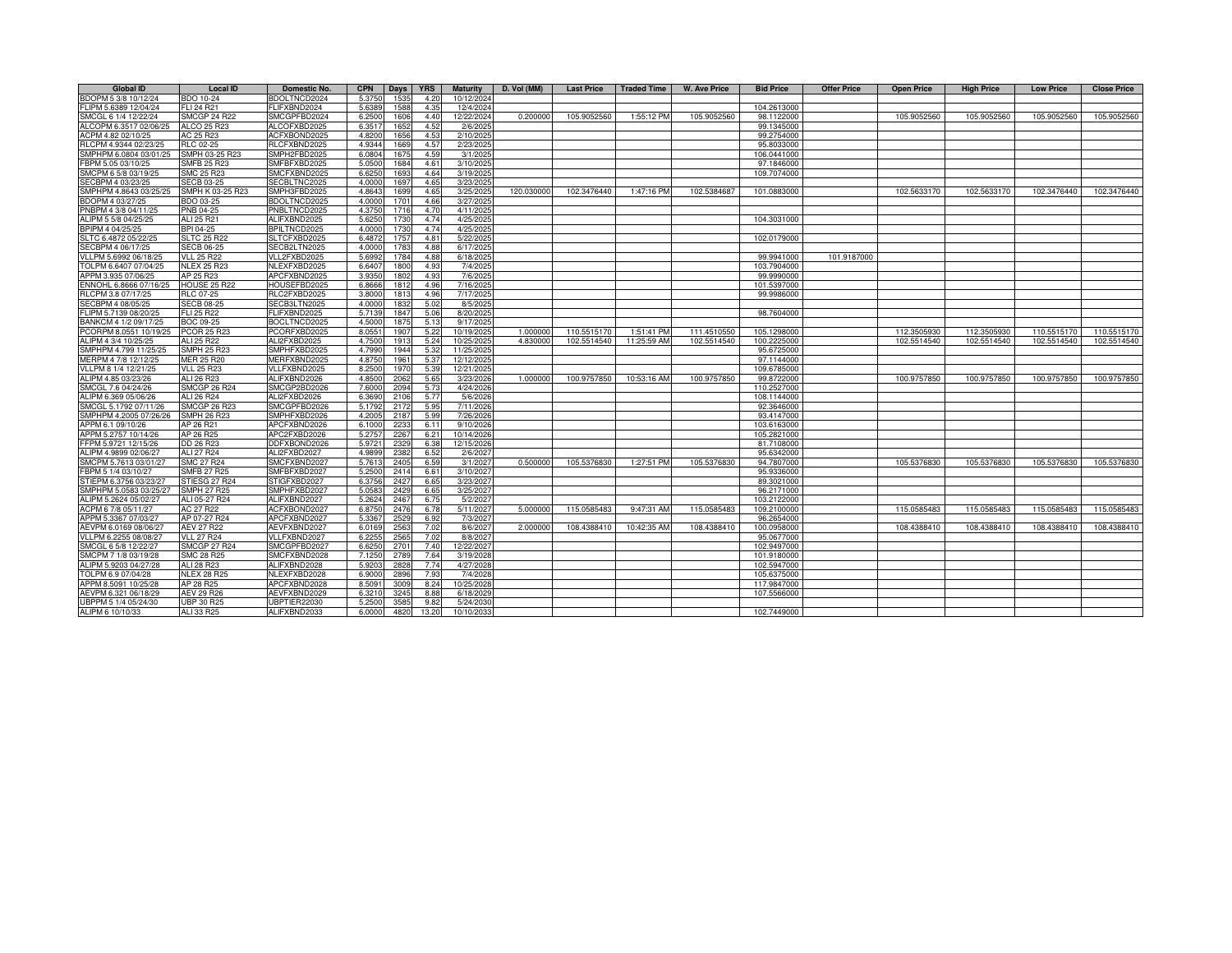| Global ID | Local ID | Domestic No. | CPN | Days | YRS | Maturity | D. Vol (MM) | Last Price | Traded Time | W. Ave Price | Bid Price | Offer Price | Open Price | High Price | Low Price | Close Price |
|---|---|---|---|---|---|---|---|---|---|---|---|---|---|---|---|---|
| BDOPM 5 3/8 10/12/24 | BDO 10-24 | BDOLTNCD2024 | 5.3750 | 1535 | 4.20 | 10/12/2024 | | | | | | | | | | |
| FLIPM 5.6389 12/04/24 | FLI 24 R21 | FLIFXBND2024 | 5.6389 | 1588 | 4.35 | 12/4/2024 | | | | | 104.2613000 | | | | | |
| SMCGL 6 1/4 12/22/24 | SMCGP 24 R22 | SMCGPFBD2024 | 6.2500 | 1606 | 4.40 | 12/22/2024 | 0.200000 | 105.9052560 | 1:55:12 PM | 105.9052560 | 98.1122000 | | 105.9052560 | 105.9052560 | 105.9052560 | 105.9052560 |
| ALCOPM 6.3517 02/06/25 | ALCO 25 R23 | ALCOFXBD2025 | 6.3517 | 1652 | 4.52 | 2/6/2025 | | | | | 99.1345000 | | | | | |
| ACPM 4.82 02/10/25 | AC 25 R23 | ACFXBOND2025 | 4.8200 | 1656 | 4.53 | 2/10/2025 | | | | | 99.2754000 | | | | | |
| RLCPM 4.9344 02/23/25 | RLC 02-25 | RLCFXBND2025 | 4.9344 | 1669 | 4.57 | 2/23/2025 | | | | | 95.8033000 | | | | | |
| SMPHPM 6.0804 03/01/25 | SMPH 03-25 R23 | SMPH2FBD2025 | 6.0804 | 1675 | 4.59 | 3/1/2025 | | | | | 106.0441000 | | | | | |
| FBPM 5.05 03/10/25 | SMFB 25 R23 | SMFBFXBD2025 | 5.0500 | 1684 | 4.61 | 3/10/2025 | | | | | 97.1846000 | | | | | |
| SMCPM 6 5/8 03/19/25 | SMC 25 R23 | SMCFXBND2025 | 6.6250 | 1693 | 4.64 | 3/19/2025 | | | | | 109.7074000 | | | | | |
| SECBPM 4 03/23/25 | SECB 03-25 | SECBLTNC2025 | 4.0000 | 1697 | 4.65 | 3/23/2025 | | | | | | | | | | |
| SMPHPM 4.8643 03/25/25 | SMPH K 03-25 R23 | SMPH3FBD2025 | 4.8643 | 1699 | 4.65 | 3/25/2025 | 120.030000 | 102.3476440 | 1:47:16 PM | 102.5384687 | 101.0883000 | | 102.5633170 | 102.5633170 | 102.3476440 | 102.3476440 |
| BDOPM 4 03/27/25 | BDO 03-25 | BDOLTNCD2025 | 4.0000 | 1701 | 4.66 | 3/27/2025 | | | | | | | | | | |
| PNBPM 4 3/8 04/11/25 | PNB 04-25 | PNBLTNCD2025 | 4.3750 | 1716 | 4.70 | 4/11/2025 | | | | | | | | | | |
| ALIPM 5 5/8 04/25/25 | ALI 25 R21 | ALIFXBND2025 | 5.6250 | 1730 | 4.74 | 4/25/2025 | | | | | 104.3031000 | | | | | |
| BPIPM 4 04/25/25 | BPI 04-25 | BPILTNCD2025 | 4.0000 | 1730 | 4.74 | 4/25/2025 | | | | | | | | | | |
| SLTC 6.4872 05/22/25 | SLTC 25 R22 | SLTCFXBD2025 | 6.4872 | 1757 | 4.81 | 5/22/2025 | | | | | 102.0179000 | | | | | |
| SECBPM 4 06/17/25 | SECB 06-25 | SECB2LTN2025 | 4.0000 | 1783 | 4.88 | 6/17/2025 | | | | | | | | | | |
| VLLPM 5.6992 06/18/25 | VLL 25 R22 | VLL2FXBD2025 | 5.6992 | 1784 | 4.88 | 6/18/2025 | | | | | 99.9941000 | 101.9187000 | | | | |
| TOLPM 6.6407 07/04/25 | NLEX 25 R23 | NLEXFXBD2025 | 6.6407 | 1800 | 4.93 | 7/4/2025 | | | | | 103.7904000 | | | | | |
| APPM 3.935 07/06/25 | AP 25 R23 | APCFXBND2025 | 3.9350 | 1802 | 4.93 | 7/6/2025 | | | | | 99.9990000 | | | | | |
| ENNOHL 6.8666 07/16/25 | HOUSE 25 R22 | HOUSEFBD2025 | 6.8666 | 1812 | 4.96 | 7/16/2025 | | | | | 101.5397000 | | | | | |
| RLCPM 3.8 07/17/25 | RLC 07-25 | RLC2FXBD2025 | 3.8000 | 1813 | 4.96 | 7/17/2025 | | | | | 99.9986000 | | | | | |
| SECBPM 4 08/05/25 | SECB 08-25 | SECB3LTN2025 | 4.0000 | 1832 | 5.02 | 8/5/2025 | | | | | | | | | | |
| FLIPM 5.7139 08/20/25 | FLI 25 R22 | FLIFXBND2025 | 5.7139 | 1847 | 5.06 | 8/20/2025 | | | | | 98.7604000 | | | | | |
| BANKCM 4 1/2 09/17/25 | BOC 09-25 | BOCLTNCD2025 | 4.5000 | 1875 | 5.13 | 9/17/2025 | | | | | | | | | | |
| PCORPM 8.0551 10/19/25 | PCOR 25 R23 | PCORFXBD2025 | 8.0551 | 1907 | 5.22 | 10/19/2025 | 1.000000 | 110.5515170 | 1:51:41 PM | 111.4510550 | 105.1298000 | | 112.3505930 | 112.3505930 | 110.5515170 | 110.5515170 |
| ALIPM 4 3/4 10/25/25 | ALI 25 R22 | ALI2FXBD2025 | 4.7500 | 1913 | 5.24 | 10/25/2025 | 4.830000 | 102.5514540 | 11:25:59 AM | 102.5514540 | 100.2225000 | | 102.5514540 | 102.5514540 | 102.5514540 | 102.5514540 |
| SMPHPM 4.799 11/25/25 | SMPH 25 R23 | SMPHFXBD2025 | 4.7990 | 1944 | 5.32 | 11/25/2025 | | | | | 95.6725000 | | | | | |
| MERPM 4 7/8 12/12/25 | MER 25 R20 | MERFXBND2025 | 4.8750 | 1961 | 5.37 | 12/12/2025 | | | | | 97.1144000 | | | | | |
| VLLPM 8 1/4 12/21/25 | VLL 25 R23 | VLLFXBND2025 | 8.2500 | 1970 | 5.39 | 12/21/2025 | | | | | 109.6785000 | | | | | |
| ALIPM 4.85 03/23/26 | ALI 26 R23 | ALIFXBND2026 | 4.8500 | 2062 | 5.65 | 3/23/2026 | 1.000000 | 100.9757850 | 10:53:16 AM | 100.9757850 | 99.8722000 | | 100.9757850 | 100.9757850 | 100.9757850 | 100.9757850 |
| SMCGL 7.6 04/24/26 | SMCGP 26 R24 | SMCGP2BD2026 | 7.6000 | 2094 | 5.73 | 4/24/2026 | | | | | 110.2527000 | | | | | |
| ALIPM 6.369 05/06/26 | ALI 26 R24 | ALI2FXBD2026 | 6.3690 | 2106 | 5.77 | 5/6/2026 | | | | | 108.1144000 | | | | | |
| SMCGL 5.1792 07/11/26 | SMCGP 26 R23 | SMCGPFBD2026 | 5.1792 | 2172 | 5.95 | 7/11/2026 | | | | | 92.3646000 | | | | | |
| SMPHPM 4.2005 07/26/26 | SMPH 26 R23 | SMPHFXBD2026 | 4.2005 | 2187 | 5.99 | 7/26/2026 | | | | | 93.4147000 | | | | | |
| APPM 6.1 09/10/26 | AP 26 R21 | APCFXBND2026 | 6.1000 | 2233 | 6.11 | 9/10/2026 | | | | | 103.6163000 | | | | | |
| APPM 5.2757 10/14/26 | AP 26 R25 | APC2FXBD2026 | 5.2757 | 2267 | 6.21 | 10/14/2026 | | | | | 105.2821000 | | | | | |
| FFPM 5.9721 12/15/26 | DD 26 R23 | DDFXBOND2026 | 5.9721 | 2329 | 6.38 | 12/15/2026 | | | | | 81.7108000 | | | | | |
| ALIPM 4.9899 02/06/27 | ALI 27 R24 | ALI2FXBD2027 | 4.9899 | 2382 | 6.52 | 2/6/2027 | | | | | 95.6342000 | | | | | |
| SMCPM 5.7613 03/01/27 | SMC 27 R24 | SMCFXBND2027 | 5.7613 | 2405 | 6.59 | 3/1/2027 | 0.500000 | 105.5376830 | 1:27:51 PM | 105.5376830 | 94.7807000 | | 105.5376830 | 105.5376830 | 105.5376830 | 105.5376830 |
| FBPM 5 1/4 03/10/27 | SMFB 27 R25 | SMFBFXBD2027 | 5.2500 | 2414 | 6.61 | 3/10/2027 | | | | | 95.9336000 | | | | | |
| STIEPM 6.3756 03/23/27 | STIESG 27 R24 | STIGFXBD2027 | 6.3756 | 2427 | 6.65 | 3/23/2027 | | | | | 89.3021000 | | | | | |
| SMPHPM 5.0583 03/25/27 | SMPH 27 R25 | SMPHFXBD2027 | 5.0583 | 2429 | 6.65 | 3/25/2027 | | | | | 96.2171000 | | | | | |
| ALIPM 5.2624 05/02/27 | ALI 05-27 R24 | ALIFXBND2027 | 5.2624 | 2467 | 6.75 | 5/2/2027 | | | | | 103.2122000 | | | | | |
| ACPM 6 7/8 05/11/27 | AC 27 R22 | ACFXBOND2027 | 6.8750 | 2476 | 6.78 | 5/11/2027 | 5.000000 | 115.0585483 | 9:47:31 AM | 115.0585483 | 109.2100000 | | 115.0585483 | 115.0585483 | 115.0585483 | 115.0585483 |
| APPM 5.3367 07/03/27 | AP 07-27 R24 | APCFXBND2027 | 5.3367 | 2529 | 6.92 | 7/3/2027 | | | | | 96.2654000 | | | | | |
| AEVPM 6.0169 08/06/27 | AEV 27 R22 | AEVFXBND2027 | 6.0169 | 2563 | 7.02 | 8/6/2027 | 2.000000 | 108.4388410 | 10:42:35 AM | 108.4388410 | 100.0958000 | | 108.4388410 | 108.4388410 | 108.4388410 | 108.4388410 |
| VLLPM 6.2255 08/08/27 | VLL 27 R24 | VLLFXBND2027 | 6.2255 | 2565 | 7.02 | 8/8/2027 | | | | | 95.0677000 | | | | | |
| SMCGL 6 5/8 12/22/27 | SMCGP 27 R24 | SMCGPFBD2027 | 6.6250 | 2701 | 7.40 | 12/22/2027 | | | | | 102.9497000 | | | | | |
| SMCPM 7 1/8 03/19/28 | SMC 28 R25 | SMCFXBND2028 | 7.1250 | 2789 | 7.64 | 3/19/2028 | | | | | 101.9180000 | | | | | |
| ALIPM 5.9203 04/27/28 | ALI 28 R23 | ALIFXBND2028 | 5.9203 | 2828 | 7.74 | 4/27/2028 | | | | | 102.5947000 | | | | | |
| TOLPM 6.9 07/04/28 | NLEX 28 R25 | NLEXFXBD2028 | 6.9000 | 2896 | 7.93 | 7/4/2028 | | | | | 105.6375000 | | | | | |
| APPM 8.5091 10/25/28 | AP 28 R25 | APCFXBND2028 | 8.5091 | 3009 | 8.24 | 10/25/2028 | | | | | 117.9847000 | | | | | |
| AEVPM 6.321 06/18/29 | AEV 29 R26 | AEVFXBND2029 | 6.3210 | 3245 | 8.88 | 6/18/2029 | | | | | 107.5566000 | | | | | |
| UBPPM 5 1/4 05/24/30 | UBP 30 R25 | UBPTIER22030 | 5.2500 | 3585 | 9.82 | 5/24/2030 | | | | | | | | | | |
| ALIPM 6 10/10/33 | ALI 33 R25 | ALIFXBND2033 | 6.0000 | 4820 | 13.20 | 10/10/2033 | | | | | 102.7449000 | | | | | |